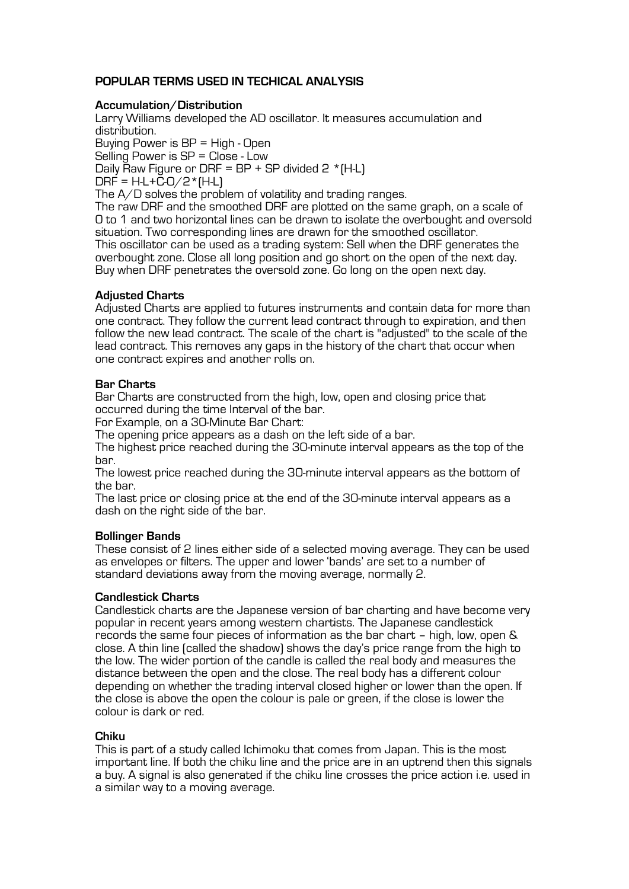# POPULAR TERMS USED IN TECHICAL ANALYSIS

## Accumulation/Distribution

Larry Williams developed the AD oscillator. It measures accumulation and distribution.
Buying Power is BP = High - Open
Selling Power is SP = Close - Low
Daily Raw Figure or DRF = BP + SP divided 2 *(H-L)
DRF = H-L+C-O/2*(H-L)
The A/D solves the problem of volatility and trading ranges.
The raw DRF and the smoothed DRF are plotted on the same graph, on a scale of 0 to 1 and two horizontal lines can be drawn to isolate the overbought and oversold situation. Two corresponding lines are drawn for the smoothed oscillator.
This oscillator can be used as a trading system: Sell when the DRF generates the overbought zone. Close all long position and go short on the open of the next day. Buy when DRF penetrates the oversold zone. Go long on the open next day.

## Adjusted Charts

Adjusted Charts are applied to futures instruments and contain data for more than one contract. They follow the current lead contract through to expiration, and then follow the new lead contract. The scale of the chart is "adjusted" to the scale of the lead contract. This removes any gaps in the history of the chart that occur when one contract expires and another rolls on.

## Bar Charts

Bar Charts are constructed from the high, low, open and closing price that occurred during the time Interval of the bar.
For Example, on a 30-Minute Bar Chart:
The opening price appears as a dash on the left side of a bar.
The highest price reached during the 30-minute interval appears as the top of the bar.
The lowest price reached during the 30-minute interval appears as the bottom of the bar.
The last price or closing price at the end of the 30-minute interval appears as a dash on the right side of the bar.

## Bollinger Bands

These consist of 2 lines either side of a selected moving average. They can be used as envelopes or filters. The upper and lower 'bands' are set to a number of standard deviations away from the moving average, normally 2.

## Candlestick Charts

Candlestick charts are the Japanese version of bar charting and have become very popular in recent years among western chartists. The Japanese candlestick records the same four pieces of information as the bar chart – high, low, open & close. A thin line (called the shadow) shows the day's price range from the high to the low. The wider portion of the candle is called the real body and measures the distance between the open and the close. The real body has a different colour depending on whether the trading interval closed higher or lower than the open. If the close is above the open the colour is pale or green, if the close is lower the colour is dark or red.

## Chiku

This is part of a study called Ichimoku that comes from Japan. This is the most important line. If both the chiku line and the price are in an uptrend then this signals a buy. A signal is also generated if the chiku line crosses the price action i.e. used in a similar way to a moving average.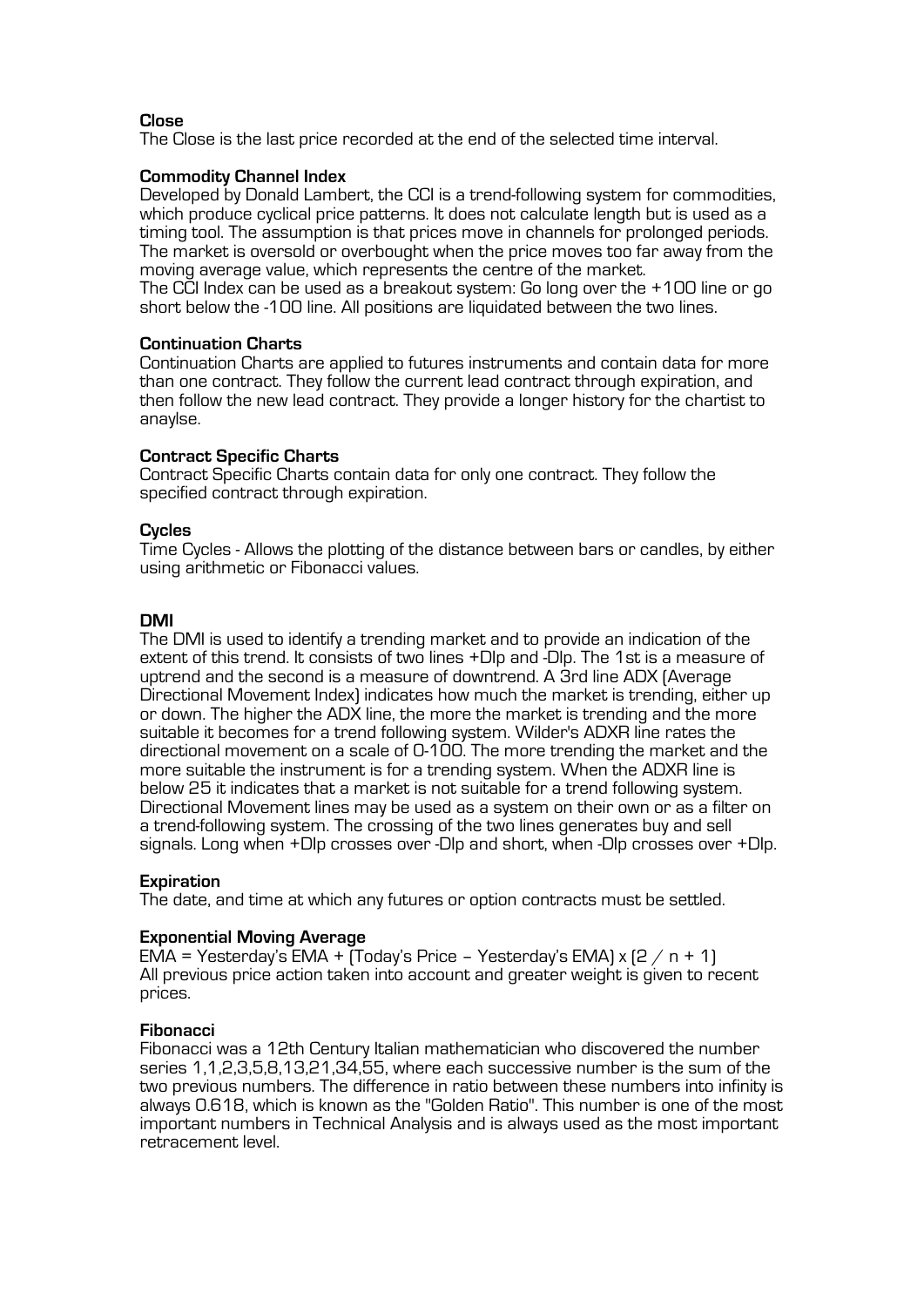**Close**

The Close is the last price recorded at the end of the selected time interval.

**Commodity Channel Index**

Developed by Donald Lambert, the CCI is a trend-following system for commodities, which produce cyclical price patterns. It does not calculate length but is used as a timing tool. The assumption is that prices move in channels for prolonged periods. The market is oversold or overbought when the price moves too far away from the moving average value, which represents the centre of the market.
The CCI Index can be used as a breakout system: Go long over the +100 line or go short below the -100 line. All positions are liquidated between the two lines.

**Continuation Charts**

Continuation Charts are applied to futures instruments and contain data for more than one contract. They follow the current lead contract through expiration, and then follow the new lead contract. They provide a longer history for the chartist to anaylse.

**Contract Specific Charts**

Contract Specific Charts contain data for only one contract. They follow the specified contract through expiration.

**Cycles**

Time Cycles - Allows the plotting of the distance between bars or candles, by either using arithmetic or Fibonacci values.

**DMI**

The DMI is used to identify a trending market and to provide an indication of the extent of this trend. It consists of two lines +DIp and -DIp. The 1st is a measure of uptrend and the second is a measure of downtrend. A 3rd line ADX (Average Directional Movement Index) indicates how much the market is trending, either up or down. The higher the ADX line, the more the market is trending and the more suitable it becomes for a trend following system. Wilder's ADXR line rates the directional movement on a scale of 0-100. The more trending the market and the more suitable the instrument is for a trending system. When the ADXR line is below 25 it indicates that a market is not suitable for a trend following system. Directional Movement lines may be used as a system on their own or as a filter on a trend-following system. The crossing of the two lines generates buy and sell signals. Long when +DIp crosses over -DIp and short, when -DIp crosses over +DIp.

**Expiration**

The date, and time at which any futures or option contracts must be settled.

**Exponential Moving Average**

EMA = Yesterday's EMA + (Today's Price – Yesterday's EMA) x (2 / n + 1)
All previous price action taken into account and greater weight is given to recent prices.

**Fibonacci**

Fibonacci was a 12th Century Italian mathematician who discovered the number series 1,1,2,3,5,8,13,21,34,55, where each successive number is the sum of the two previous numbers. The difference in ratio between these numbers into infinity is always 0.618, which is known as the "Golden Ratio". This number is one of the most important numbers in Technical Analysis and is always used as the most important retracement level.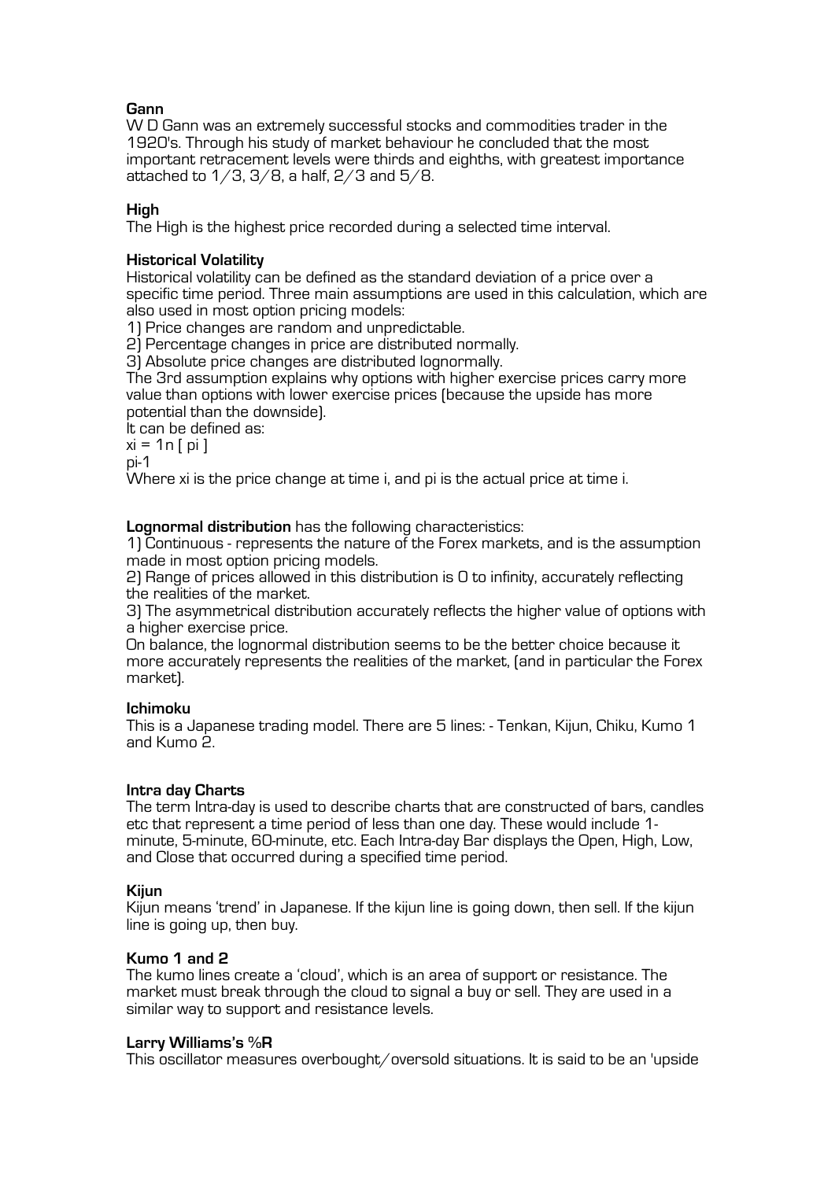**Gann**
W D Gann was an extremely successful stocks and commodities trader in the 1920's. Through his study of market behaviour he concluded that the most important retracement levels were thirds and eighths, with greatest importance attached to 1/3, 3/8, a half, 2/3 and 5/8.

**High**
The High is the highest price recorded during a selected time interval.

**Historical Volatility**
Historical volatility can be defined as the standard deviation of a price over a specific time period. Three main assumptions are used in this calculation, which are also used in most option pricing models:
1) Price changes are random and unpredictable.
2) Percentage changes in price are distributed normally.
3) Absolute price changes are distributed lognormally.
The 3rd assumption explains why options with higher exercise prices carry more value than options with lower exercise prices (because the upside has more potential than the downside).
It can be defined as:

$$x_i = 1n \left[ \frac{p_i}{p_{i-1}} \right]$$

Where $x_i$ is the price change at time i, and $p_i$ is the actual price at time i.

**Lognormal distribution** has the following characteristics:
1) Continuous - represents the nature of the Forex markets, and is the assumption made in most option pricing models.
2) Range of prices allowed in this distribution is 0 to infinity, accurately reflecting the realities of the market.
3) The asymmetrical distribution accurately reflects the higher value of options with a higher exercise price.
On balance, the lognormal distribution seems to be the better choice because it more accurately represents the realities of the market, (and in particular the Forex market).

**Ichimoku**
This is a Japanese trading model. There are 5 lines: - Tenkan, Kijun, Chiku, Kumo 1 and Kumo 2.

**Intra day Charts**
The term Intra-day is used to describe charts that are constructed of bars, candles etc that represent a time period of less than one day. These would include 1-minute, 5-minute, 60-minute, etc. Each Intra-day Bar displays the Open, High, Low, and Close that occurred during a specified time period.

**Kijun**
Kijun means 'trend' in Japanese. If the kijun line is going down, then sell. If the kijun line is going up, then buy.

**Kumo 1 and 2**
The kumo lines create a 'cloud', which is an area of support or resistance. The market must break through the cloud to signal a buy or sell. They are used in a similar way to support and resistance levels.

**Larry Williams's %R**
This oscillator measures overbought/oversold situations. It is said to be an 'upside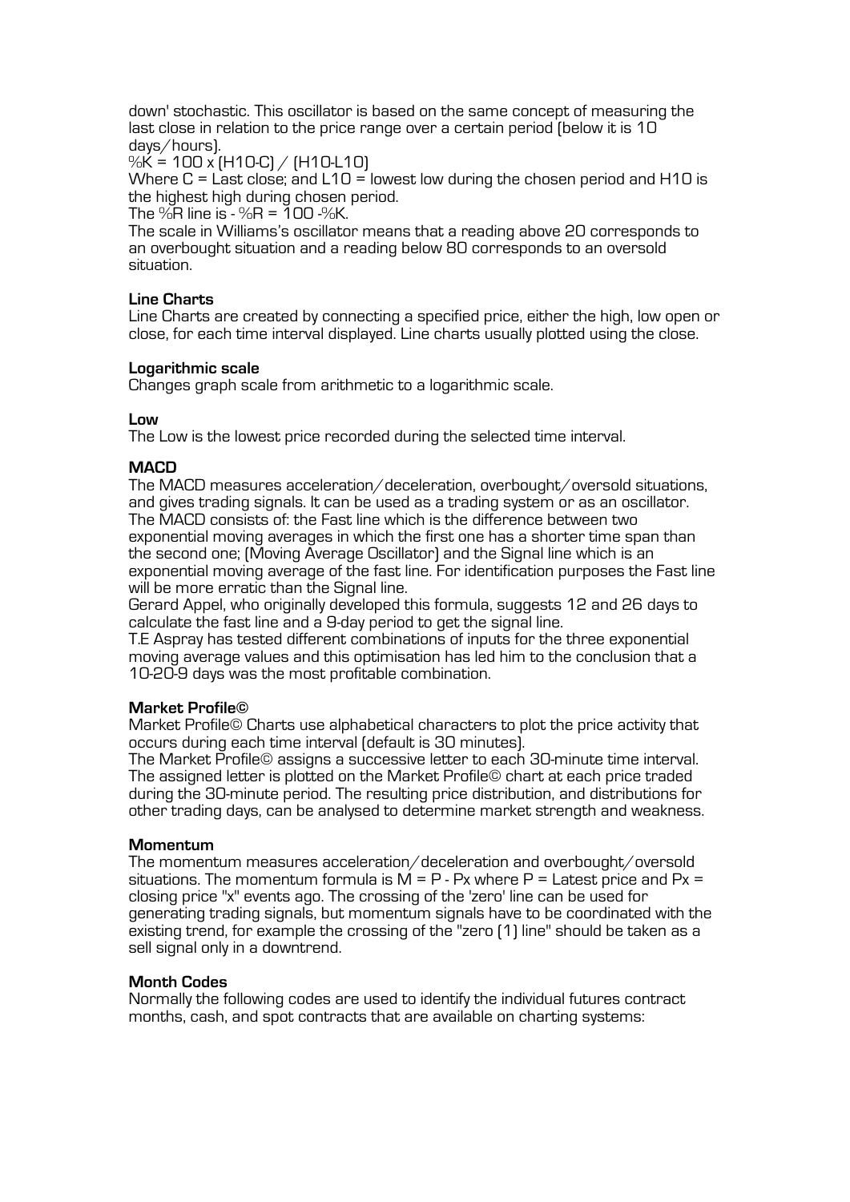down' stochastic. This oscillator is based on the same concept of measuring the last close in relation to the price range over a certain period (below it is 10 days/hours).

$\%K = 100 \times (H10\text{-}C) / (H10\text{-}L10)$

Where C = Last close; and L10 = lowest low during the chosen period and H10 is the highest high during chosen period.

The %R line is - $\%R = 100 - \%K$.

The scale in Williams's oscillator means that a reading above 20 corresponds to an overbought situation and a reading below 80 corresponds to an oversold situation.

**Line Charts**

Line Charts are created by connecting a specified price, either the high, low open or close, for each time interval displayed. Line charts usually plotted using the close.

**Logarithmic scale**

Changes graph scale from arithmetic to a logarithmic scale.

**Low**

The Low is the lowest price recorded during the selected time interval.

**MACD**

The MACD measures acceleration/deceleration, overbought/oversold situations, and gives trading signals. It can be used as a trading system or as an oscillator. The MACD consists of: the Fast line which is the difference between two exponential moving averages in which the first one has a shorter time span than the second one; (Moving Average Oscillator) and the Signal line which is an exponential moving average of the fast line. For identification purposes the Fast line will be more erratic than the Signal line.

Gerard Appel, who originally developed this formula, suggests 12 and 26 days to calculate the fast line and a 9-day period to get the signal line.

T.E Aspray has tested different combinations of inputs for the three exponential moving average values and this optimisation has led him to the conclusion that a 10-20-9 days was the most profitable combination.

**Market Profile©**

Market Profile© Charts use alphabetical characters to plot the price activity that occurs during each time interval (default is 30 minutes).

The Market Profile© assigns a successive letter to each 30-minute time interval. The assigned letter is plotted on the Market Profile© chart at each price traded during the 30-minute period. The resulting price distribution, and distributions for other trading days, can be analysed to determine market strength and weakness.

**Momentum**

The momentum measures acceleration/deceleration and overbought/oversold situations. The momentum formula is $M = P - Px$ where P = Latest price and Px = closing price "x" events ago. The crossing of the 'zero' line can be used for generating trading signals, but momentum signals have to be coordinated with the existing trend, for example the crossing of the "zero (1) line" should be taken as a sell signal only in a downtrend.

**Month Codes**

Normally the following codes are used to identify the individual futures contract months, cash, and spot contracts that are available on charting systems: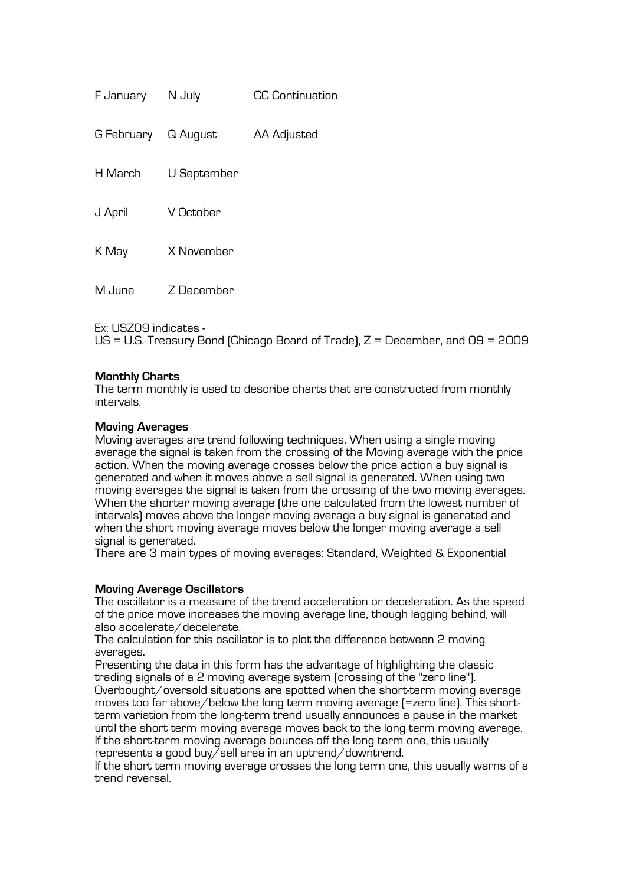| | | |
|---|---|---|
| F January | N July | CC Continuation |
| G February | Q August | AA Adjusted |
| H March | U September | |
| J April | V October | |
| K May | X November | |
| M June | Z December | |

Ex: USZ09 indicates -
US = U.S. Treasury Bond (Chicago Board of Trade), Z = December, and 09 = 2009

**Monthly Charts**
The term monthly is used to describe charts that are constructed from monthly intervals.

**Moving Averages**
Moving averages are trend following techniques. When using a single moving average the signal is taken from the crossing of the Moving average with the price action. When the moving average crosses below the price action a buy signal is generated and when it moves above a sell signal is generated. When using two moving averages the signal is taken from the crossing of the two moving averages. When the shorter moving average (the one calculated from the lowest number of intervals) moves above the longer moving average a buy signal is generated and when the short moving average moves below the longer moving average a sell signal is generated.
There are 3 main types of moving averages: Standard, Weighted & Exponential

**Moving Average Oscillators**
The oscillator is a measure of the trend acceleration or deceleration. As the speed of the price move increases the moving average line, though lagging behind, will also accelerate/decelerate.
The calculation for this oscillator is to plot the difference between 2 moving averages.
Presenting the data in this form has the advantage of highlighting the classic trading signals of a 2 moving average system (crossing of the "zero line").
Overbought/oversold situations are spotted when the short-term moving average moves too far above/below the long term moving average (=zero line). This short-term variation from the long-term trend usually announces a pause in the market until the short term moving average moves back to the long term moving average.
If the short-term moving average bounces off the long term one, this usually represents a good buy/sell area in an uptrend/downtrend.
If the short term moving average crosses the long term one, this usually warns of a trend reversal.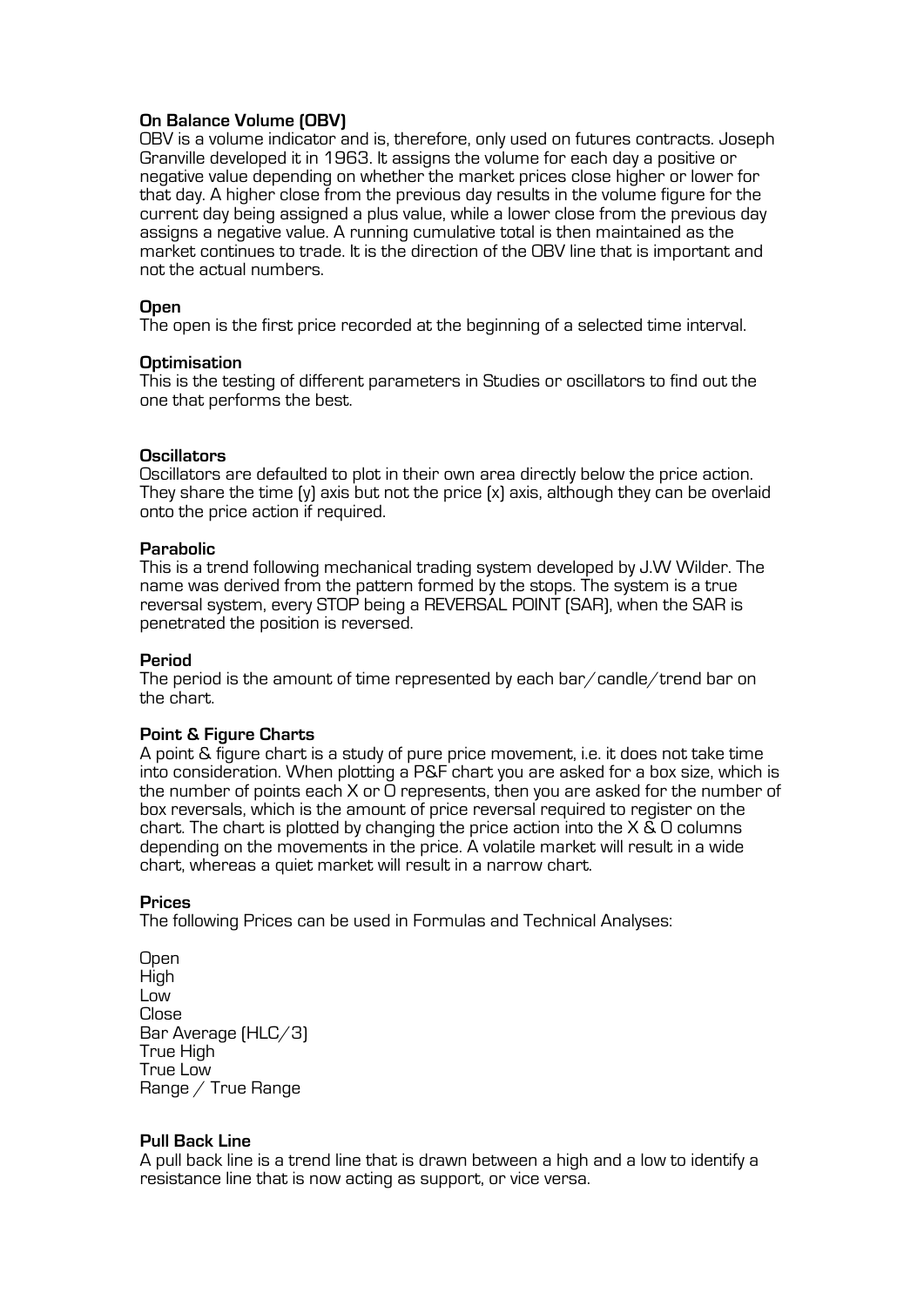**On Balance Volume (OBV)**
OBV is a volume indicator and is, therefore, only used on futures contracts. Joseph Granville developed it in 1963. It assigns the volume for each day a positive or negative value depending on whether the market prices close higher or lower for that day. A higher close from the previous day results in the volume figure for the current day being assigned a plus value, while a lower close from the previous day assigns a negative value. A running cumulative total is then maintained as the market continues to trade. It is the direction of the OBV line that is important and not the actual numbers.

**Open**
The open is the first price recorded at the beginning of a selected time interval.

**Optimisation**
This is the testing of different parameters in Studies or oscillators to find out the one that performs the best.

**Oscillators**
Oscillators are defaulted to plot in their own area directly below the price action. They share the time (y) axis but not the price (x) axis, although they can be overlaid onto the price action if required.

**Parabolic**
This is a trend following mechanical trading system developed by J.W Wilder. The name was derived from the pattern formed by the stops. The system is a true reversal system, every STOP being a REVERSAL POINT (SAR), when the SAR is penetrated the position is reversed.

**Period**
The period is the amount of time represented by each bar/candle/trend bar on the chart.

**Point & Figure Charts**
A point & figure chart is a study of pure price movement, i.e. it does not take time into consideration. When plotting a P&F chart you are asked for a box size, which is the number of points each X or O represents, then you are asked for the number of box reversals, which is the amount of price reversal required to register on the chart. The chart is plotted by changing the price action into the X & O columns depending on the movements in the price. A volatile market will result in a wide chart, whereas a quiet market will result in a narrow chart.

**Prices**
The following Prices can be used in Formulas and Technical Analyses:

Open
High
Low
Close
Bar Average (HLC/3)
True High
True Low
Range / True Range

**Pull Back Line**
A pull back line is a trend line that is drawn between a high and a low to identify a resistance line that is now acting as support, or vice versa.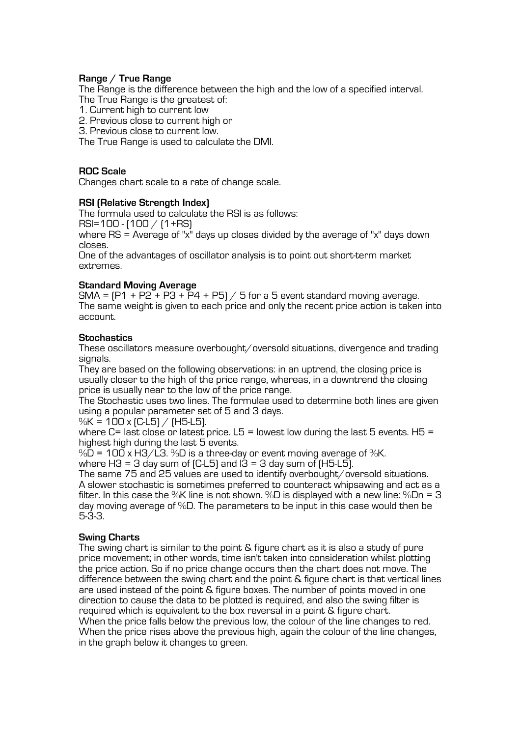**Range / True Range**

The Range is the difference between the high and the low of a specified interval.
The True Range is the greatest of:

1. Current high to current low
2. Previous close to current high or
3. Previous close to current low.

The True Range is used to calculate the DMI.

**ROC Scale**

Changes chart scale to a rate of change scale.

**RSI (Relative Strength Index)**

The formula used to calculate the RSI is as follows:
$RSI=100 - (100 / (1+RS)$
where RS = Average of "x" days up closes divided by the average of "x" days down closes.
One of the advantages of oscillator analysis is to point out short-term market extremes.

**Standard Moving Average**

$SMA = (P1 + P2 + P3 + P4 + P5) / 5$ for a 5 event standard moving average.
The same weight is given to each price and only the recent price action is taken into account.

**Stochastics**

These oscillators measure overbought/oversold situations, divergence and trading signals.
They are based on the following observations: in an uptrend, the closing price is usually closer to the high of the price range, whereas, in a downtrend the closing price is usually near to the low of the price range.
The Stochastic uses two lines. The formulae used to determine both lines are given using a popular parameter set of 5 and 3 days.
$\%K = 100 \times (C-L5) / (H5-L5)$.
where C= last close or latest price. L5 = lowest low during the last 5 events. H5 = highest high during the last 5 events.
$\%D = 100 \times H3/L3$. %D is a three-day or event moving average of %K.
where H3 = 3 day sum of (C-L5) and l3 = 3 day sum of (H5-L5).
The same 75 and 25 values are used to identify overbought/oversold situations.
A slower stochastic is sometimes preferred to counteract whipsawing and act as a filter. In this case the %K line is not shown. %D is displayed with a new line: %Dn = 3 day moving average of %D. The parameters to be input in this case would then be 5-3-3.

**Swing Charts**

The swing chart is similar to the point & figure chart as it is also a study of pure price movement; in other words, time isn't taken into consideration whilst plotting the price action. So if no price change occurs then the chart does not move. The difference between the swing chart and the point & figure chart is that vertical lines are used instead of the point & figure boxes. The number of points moved in one direction to cause the data to be plotted is required, and also the swing filter is required which is equivalent to the box reversal in a point & figure chart.
When the price falls below the previous low, the colour of the line changes to red.
When the price rises above the previous high, again the colour of the line changes, in the graph below it changes to green.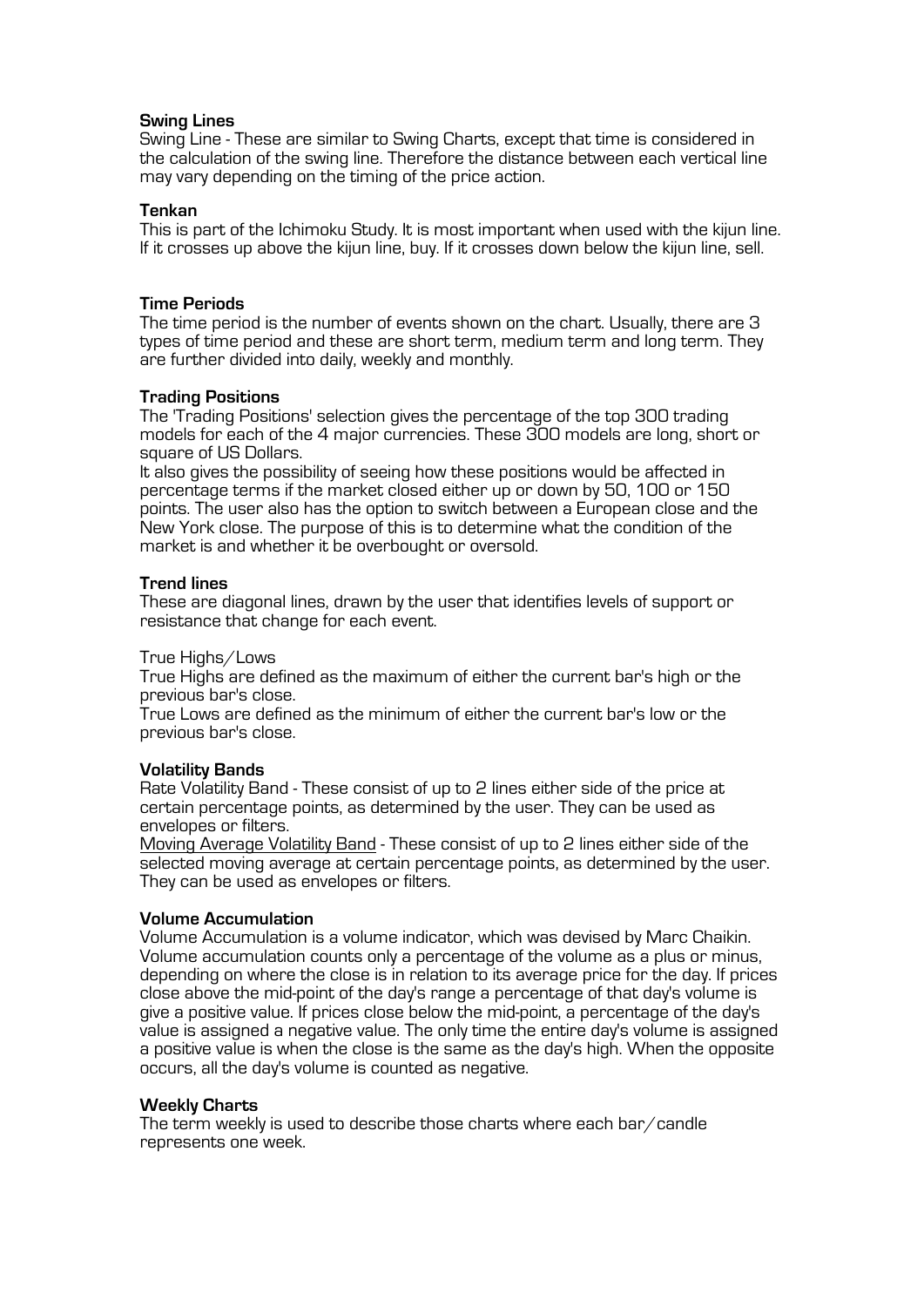**Swing Lines**

Swing Line - These are similar to Swing Charts, except that time is considered in the calculation of the swing line. Therefore the distance between each vertical line may vary depending on the timing of the price action.

**Tenkan**

This is part of the Ichimoku Study. It is most important when used with the kijun line. If it crosses up above the kijun line, buy. If it crosses down below the kijun line, sell.

**Time Periods**

The time period is the number of events shown on the chart. Usually, there are 3 types of time period and these are short term, medium term and long term. They are further divided into daily, weekly and monthly.

**Trading Positions**

The 'Trading Positions' selection gives the percentage of the top 300 trading models for each of the 4 major currencies. These 300 models are long, short or square of US Dollars.

It also gives the possibility of seeing how these positions would be affected in percentage terms if the market closed either up or down by 50, 100 or 150 points. The user also has the option to switch between a European close and the New York close. The purpose of this is to determine what the condition of the market is and whether it be overbought or oversold.

**Trend lines**

These are diagonal lines, drawn by the user that identifies levels of support or resistance that change for each event.

True Highs/Lows

True Highs are defined as the maximum of either the current bar's high or the previous bar's close.

True Lows are defined as the minimum of either the current bar's low or the previous bar's close.

**Volatility Bands**

Rate Volatility Band - These consist of up to 2 lines either side of the price at certain percentage points, as determined by the user. They can be used as envelopes or filters.

Moving Average Volatility Band - These consist of up to 2 lines either side of the selected moving average at certain percentage points, as determined by the user. They can be used as envelopes or filters.

**Volume Accumulation**

Volume Accumulation is a volume indicator, which was devised by Marc Chaikin. Volume accumulation counts only a percentage of the volume as a plus or minus, depending on where the close is in relation to its average price for the day. If prices close above the mid-point of the day's range a percentage of that day's volume is give a positive value. If prices close below the mid-point, a percentage of the day's value is assigned a negative value. The only time the entire day's volume is assigned a positive value is when the close is the same as the day's high. When the opposite occurs, all the day's volume is counted as negative.

**Weekly Charts**

The term weekly is used to describe those charts where each bar/candle represents one week.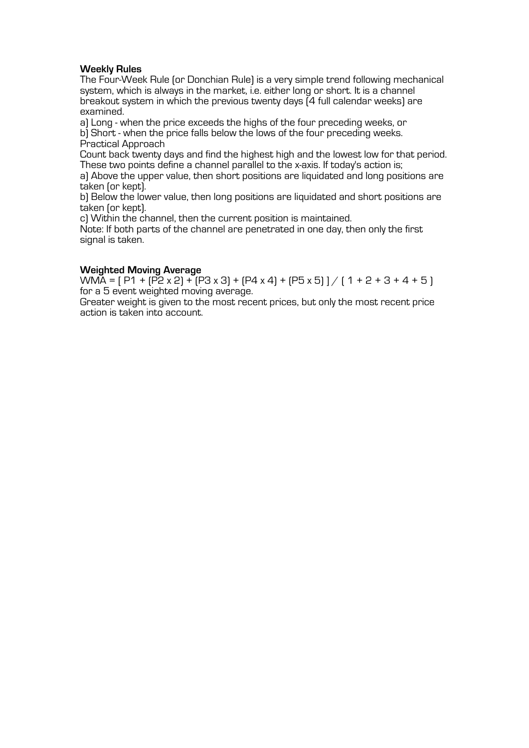**Weekly Rules**

The Four-Week Rule (or Donchian Rule) is a very simple trend following mechanical system, which is always in the market, i.e. either long or short. It is a channel breakout system in which the previous twenty days (4 full calendar weeks) are examined.

a) Long - when the price exceeds the highs of the four preceding weeks, or

b) Short - when the price falls below the lows of the four preceding weeks.

Practical Approach

Count back twenty days and find the highest high and the lowest low for that period. These two points define a channel parallel to the x-axis. If today's action is;

a) Above the upper value, then short positions are liquidated and long positions are taken (or kept).

b) Below the lower value, then long positions are liquidated and short positions are taken (or kept).

c) Within the channel, then the current position is maintained.

Note: If both parts of the channel are penetrated in one day, then only the first signal is taken.

**Weighted Moving Average**

$$WMA = [\ P1 + (P2 \times 2) + (P3 \times 3) + (P4 \times 4) + (P5 \times 5)\ ] \,/\, (\ 1 + 2 + 3 + 4 + 5\ )$$

for a 5 event weighted moving average.

Greater weight is given to the most recent prices, but only the most recent price action is taken into account.